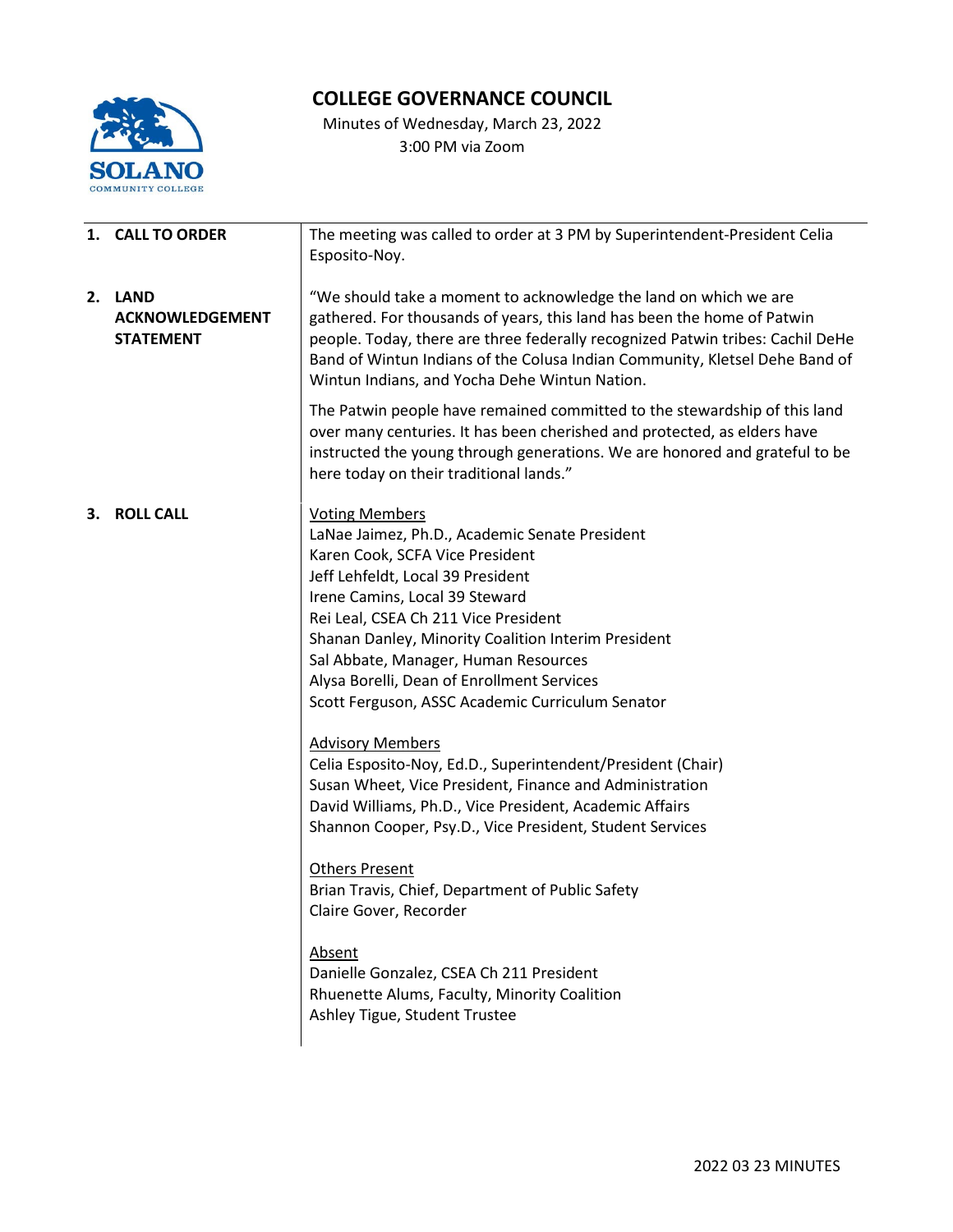# COLLEGE GOVERNANCE COUNCIL

Minutes of Wednesday, March 23, 2022
3:00 PM via Zoom

**1. CALL TO ORDER**

The meeting was called to order at 3 PM by Superintendent-President Celia Esposito-Noy.

**2. LAND ACKNOWLEDGEMENT STATEMENT**

"We should take a moment to acknowledge the land on which we are gathered. For thousands of years, this land has been the home of Patwin people. Today, there are three federally recognized Patwin tribes: Cachil DeHe Band of Wintun Indians of the Colusa Indian Community, Kletsel Dehe Band of Wintun Indians, and Yocha Dehe Wintun Nation.

The Patwin people have remained committed to the stewardship of this land over many centuries. It has been cherished and protected, as elders have instructed the young through generations. We are honored and grateful to be here today on their traditional lands."

**3. ROLL CALL**

Voting Members
LaNae Jaimez, Ph.D., Academic Senate President
Karen Cook, SCFA Vice President
Jeff Lehfeldt, Local 39 President
Irene Camins, Local 39 Steward
Rei Leal, CSEA Ch 211 Vice President
Shanan Danley, Minority Coalition Interim President
Sal Abbate, Manager, Human Resources
Alysa Borelli, Dean of Enrollment Services
Scott Ferguson, ASSC Academic Curriculum Senator

Advisory Members
Celia Esposito-Noy, Ed.D., Superintendent/President (Chair)
Susan Wheet, Vice President, Finance and Administration
David Williams, Ph.D., Vice President, Academic Affairs
Shannon Cooper, Psy.D., Vice President, Student Services

Others Present
Brian Travis, Chief, Department of Public Safety
Claire Gover, Recorder

Absent
Danielle Gonzalez, CSEA Ch 211 President
Rhuenette Alums, Faculty, Minority Coalition
Ashley Tigue, Student Trustee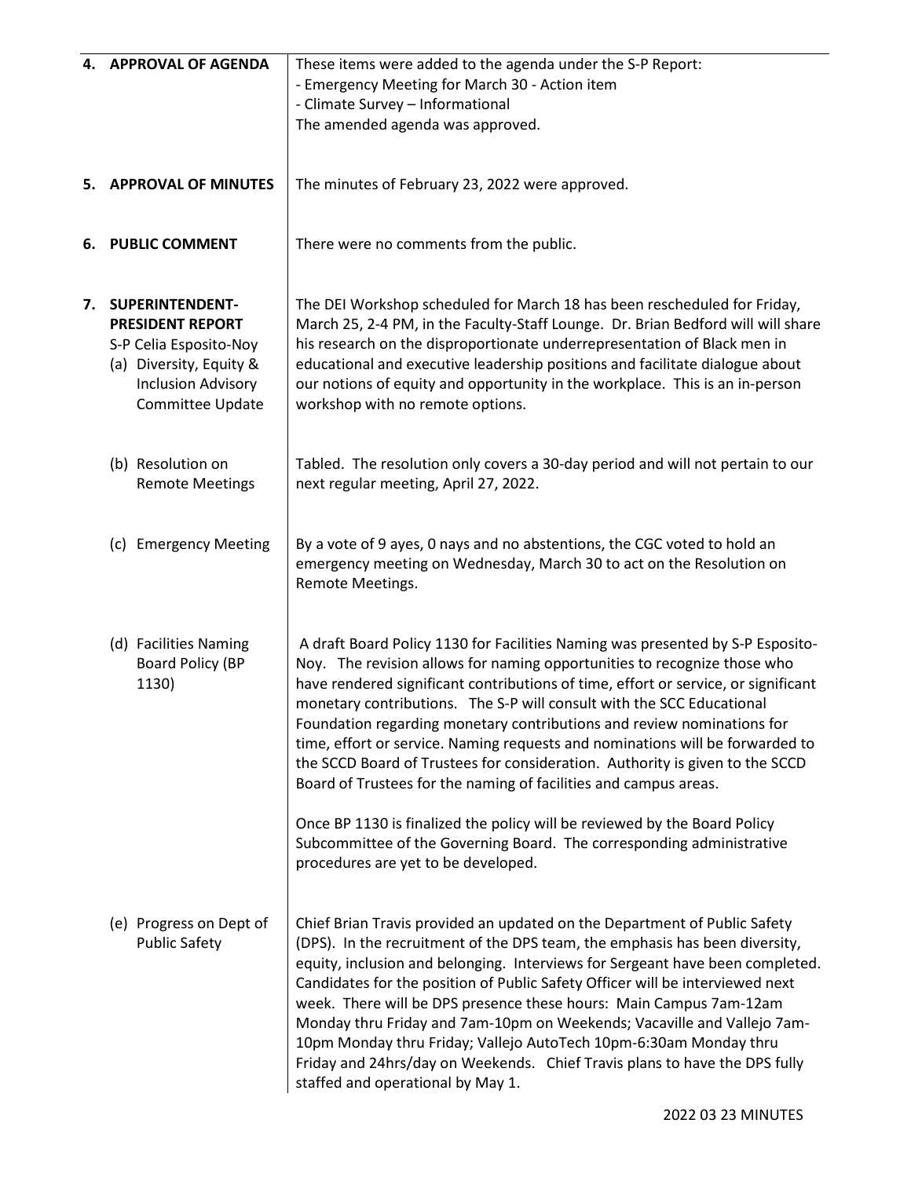| | |
|---|---|
| **4. APPROVAL OF AGENDA** | These items were added to the agenda under the S-P Report:<br>- Emergency Meeting for March 30 - Action item<br>- Climate Survey – Informational<br>The amended agenda was approved. |
| **5. APPROVAL OF MINUTES** | The minutes of February 23, 2022 were approved. |
| **6. PUBLIC COMMENT** | There were no comments from the public. |
| **7. SUPERINTENDENT-PRESIDENT REPORT**<br>S-P Celia Esposito-Noy<br>(a) Diversity, Equity & Inclusion Advisory Committee Update | The DEI Workshop scheduled for March 18 has been rescheduled for Friday, March 25, 2-4 PM, in the Faculty-Staff Lounge. Dr. Brian Bedford will will share his research on the disproportionate underrepresentation of Black men in educational and executive leadership positions and facilitate dialogue about our notions of equity and opportunity in the workplace. This is an in-person workshop with no remote options. |
| (b) Resolution on Remote Meetings | Tabled. The resolution only covers a 30-day period and will not pertain to our next regular meeting, April 27, 2022. |
| (c) Emergency Meeting | By a vote of 9 ayes, 0 nays and no abstentions, the CGC voted to hold an emergency meeting on Wednesday, March 30 to act on the Resolution on Remote Meetings. |
| (d) Facilities Naming Board Policy (BP 1130) | A draft Board Policy 1130 for Facilities Naming was presented by S-P Esposito-Noy. The revision allows for naming opportunities to recognize those who have rendered significant contributions of time, effort or service, or significant monetary contributions. The S-P will consult with the SCC Educational Foundation regarding monetary contributions and review nominations for time, effort or service. Naming requests and nominations will be forwarded to the SCCD Board of Trustees for consideration. Authority is given to the SCCD Board of Trustees for the naming of facilities and campus areas.<br><br>Once BP 1130 is finalized the policy will be reviewed by the Board Policy Subcommittee of the Governing Board. The corresponding administrative procedures are yet to be developed. |
| (e) Progress on Dept of Public Safety | Chief Brian Travis provided an updated on the Department of Public Safety (DPS). In the recruitment of the DPS team, the emphasis has been diversity, equity, inclusion and belonging. Interviews for Sergeant have been completed. Candidates for the position of Public Safety Officer will be interviewed next week. There will be DPS presence these hours: Main Campus 7am-12am Monday thru Friday and 7am-10pm on Weekends; Vacaville and Vallejo 7am-10pm Monday thru Friday; Vallejo AutoTech 10pm-6:30am Monday thru Friday and 24hrs/day on Weekends. Chief Travis plans to have the DPS fully staffed and operational by May 1. |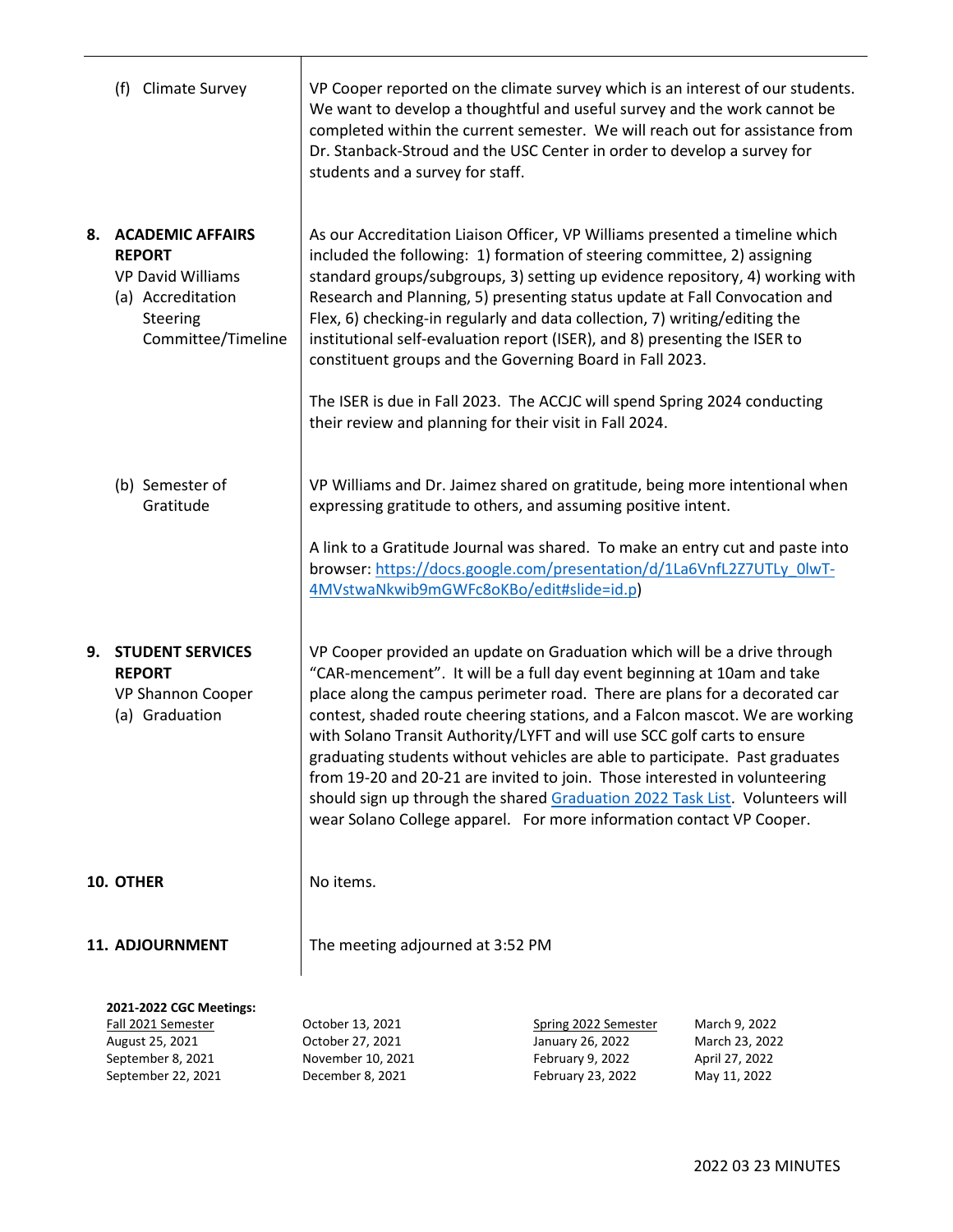| | |
|---|---|
| (f) Climate Survey | VP Cooper reported on the climate survey which is an interest of our students. We want to develop a thoughtful and useful survey and the work cannot be completed within the current semester. We will reach out for assistance from Dr. Stanback-Stroud and the USC Center in order to develop a survey for students and a survey for staff. |
| **8. ACADEMIC AFFAIRS REPORT** VP David Williams (a) Accreditation Steering Committee/Timeline | As our Accreditation Liaison Officer, VP Williams presented a timeline which included the following: 1) formation of steering committee, 2) assigning standard groups/subgroups, 3) setting up evidence repository, 4) working with Research and Planning, 5) presenting status update at Fall Convocation and Flex, 6) checking-in regularly and data collection, 7) writing/editing the institutional self-evaluation report (ISER), and 8) presenting the ISER to constituent groups and the Governing Board in Fall 2023.<br><br>The ISER is due in Fall 2023. The ACCJC will spend Spring 2024 conducting their review and planning for their visit in Fall 2024. |
| (b) Semester of Gratitude | VP Williams and Dr. Jaimez shared on gratitude, being more intentional when expressing gratitude to others, and assuming positive intent.<br><br>A link to a Gratitude Journal was shared. To make an entry cut and paste into browser: https://docs.google.com/presentation/d/1La6VnfL2Z7UTLy_0lwT-4MVstwaNkwib9mGWFc8oKBo/edit#slide=id.p) |
| **9. STUDENT SERVICES REPORT** VP Shannon Cooper (a) Graduation | VP Cooper provided an update on Graduation which will be a drive through "CAR-mencement". It will be a full day event beginning at 10am and take place along the campus perimeter road. There are plans for a decorated car contest, shaded route cheering stations, and a Falcon mascot. We are working with Solano Transit Authority/LYFT and will use SCC golf carts to ensure graduating students without vehicles are able to participate. Past graduates from 19-20 and 20-21 are invited to join. Those interested in volunteering should sign up through the shared Graduation 2022 Task List. Volunteers will wear Solano College apparel. For more information contact VP Cooper. |
| **10. OTHER** | No items. |
| **11. ADJOURNMENT** | The meeting adjourned at 3:52 PM |

**2021-2022 CGC Meetings:**

| Fall 2021 Semester | | Spring 2022 Semester | |
|---|---|---|---|
| August 25, 2021 | October 13, 2021 | January 26, 2022 | March 9, 2022 |
| September 8, 2021 | October 27, 2021 | February 9, 2022 | March 23, 2022 |
| September 22, 2021 | November 10, 2021 | February 23, 2022 | April 27, 2022 |
| | December 8, 2021 | | May 11, 2022 |

2022 03 23 MINUTES